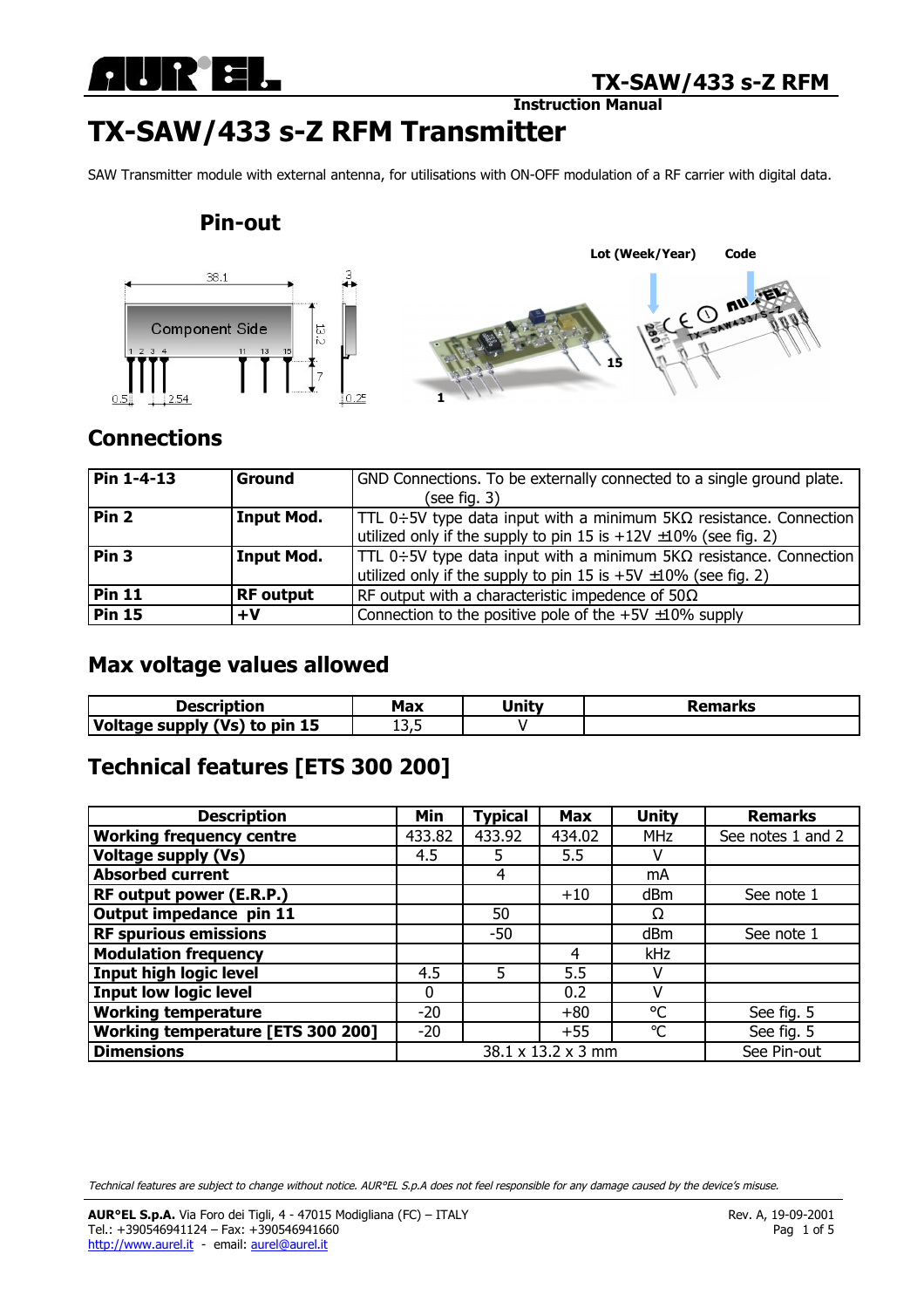# TX-SAW/433 s-Z RFM Transmitter

SAW Transmitter module with external antenna, for utilisations with ON-OFF modulation of a RF carrier with digital data.

## Pin-out

## Connections

| Pin 1-4-13 | Ground | GND Connections. To be externally connected to a single ground plate. (see fig. 3) |
|---|---|---|
| Pin 2 | Input Mod. | TTL 0÷5V type data input with a minimum 5KΩ resistance. Connection utilized only if the supply to pin 15 is +12V ±10% (see fig. 2) |
| Pin 3 | Input Mod. | TTL 0÷5V type data input with a minimum 5KΩ resistance. Connection utilized only if the supply to pin 15 is +5V ±10% (see fig. 2) |
| Pin 11 | RF output | RF output with a characteristic impedence of 50Ω |
| Pin 15 | +V | Connection to the positive pole of the +5V ±10% supply |

## Max voltage values allowed

| Description | Max | Unity | Remarks |
|---|---|---|---|
| Voltage supply (Vs) to pin 15 | 13,5 | V | |

## Technical features [ETS 300 200]

| Description | Min | Typical | Max | Unity | Remarks |
|---|---|---|---|---|---|
| Working frequency centre | 433.82 | 433.92 | 434.02 | MHz | See notes 1 and 2 |
| Voltage supply (Vs) | 4.5 | 5 | 5.5 | V | |
| Absorbed current | | 4 | | mA | |
| RF output power (E.R.P.) | | | +10 | dBm | See note 1 |
| Output impedance pin 11 | | 50 | | Ω | |
| RF spurious emissions | | -50 | | dBm | See note 1 |
| Modulation frequency | | | 4 | kHz | |
| Input high logic level | 4.5 | 5 | 5.5 | V | |
| Input low logic level | 0 | | 0.2 | V | |
| Working temperature | -20 | | +80 | °C | See fig. 5 |
| Working temperature [ETS 300 200] | -20 | | +55 | °C | See fig. 5 |
| Dimensions | 38.1 x 13.2 x 3 mm | | | | See Pin-out |

*Technical features are subject to change without notice. AUR°EL S.p.A does not feel responsible for any damage caused by the device's misuse.*

**AUR°EL S.p.A.** Via Foro dei Tigli, 4 - 47015 Modigliana (FC) – ITALY
Tel.: +390546941124 – Fax: +390546941660
http://www.aurel.it - email: aurel@aurel.it

Rev. A, 19-09-2001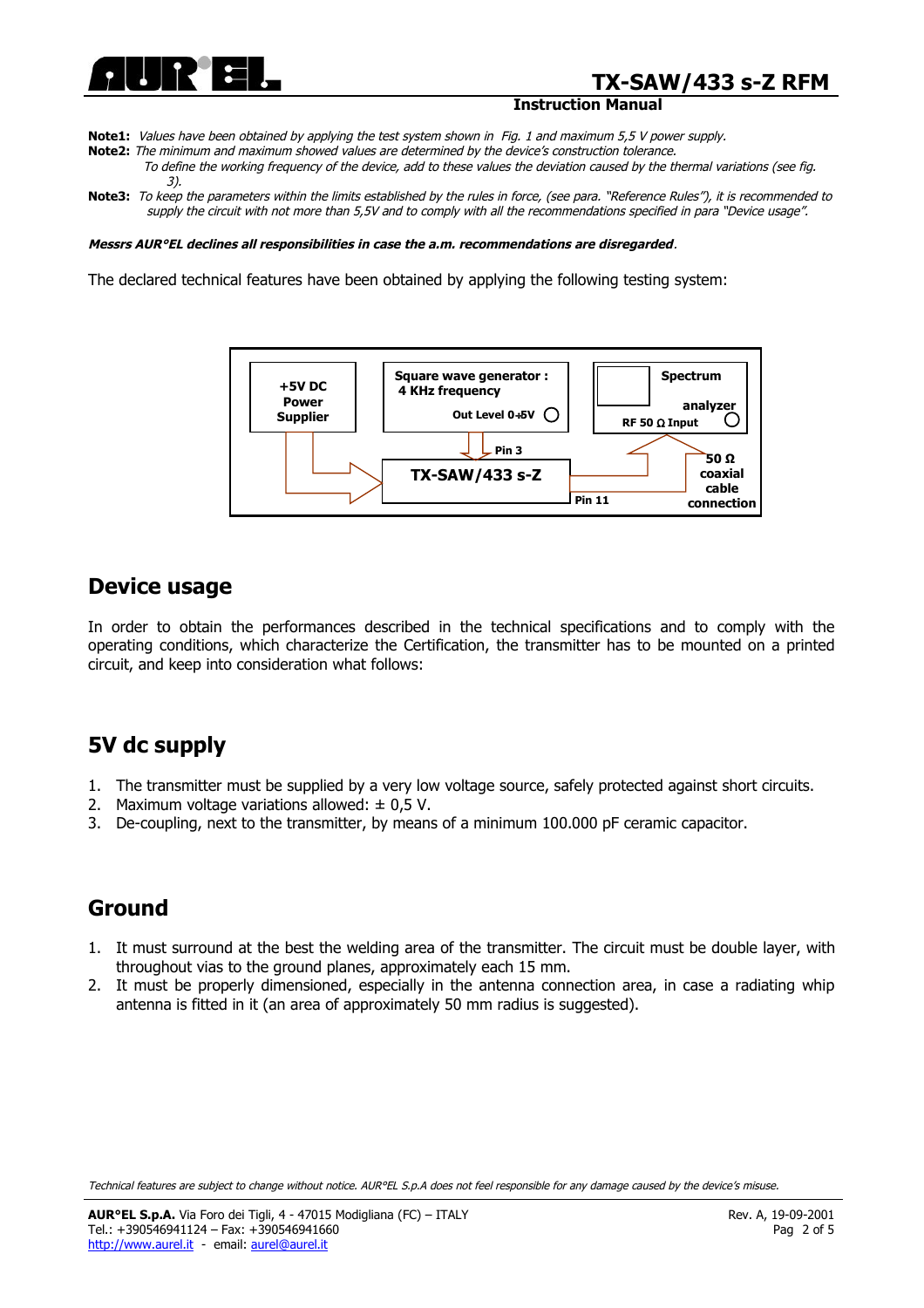**Note1:** *Values have been obtained by applying the test system shown in Fig. 1 and maximum 5,5 V power supply.*

**Note2:** *The minimum and maximum showed values are determined by the device's construction tolerance.*
*To define the working frequency of the device, add to these values the deviation caused by the thermal variations (see fig. 3).*

**Note3:** *To keep the parameters within the limits established by the rules in force, (see para. "Reference Rules"), it is recommended to supply the circuit with not more than 5,5V and to comply with all the recommendations specified in para "Device usage".*

***Messrs AUR°EL declines all responsibilities in case the a.m. recommendations are disregarded.***

The declared technical features have been obtained by applying the following testing system:

+5V DC Power Supplier

Square wave generator : 4 KHz frequency

Out Level 0÷5V

Spectrum analyzer

RF 50 Ω Input

Pin 3

TX-SAW/433 s-Z

Pin 11

50 Ω coaxial cable connection

## Device usage

In order to obtain the performances described in the technical specifications and to comply with the operating conditions, which characterize the Certification, the transmitter has to be mounted on a printed circuit, and keep into consideration what follows:

## 5V dc supply

1. The transmitter must be supplied by a very low voltage source, safely protected against short circuits.
2. Maximum voltage variations allowed: ± 0,5 V.
3. De-coupling, next to the transmitter, by means of a minimum 100.000 pF ceramic capacitor.

## Ground

1. It must surround at the best the welding area of the transmitter. The circuit must be double layer, with throughout vias to the ground planes, approximately each 15 mm.
2. It must be properly dimensioned, especially in the antenna connection area, in case a radiating whip antenna is fitted in it (an area of approximately 50 mm radius is suggested).

*Technical features are subject to change without notice. AUR°EL S.p.A does not feel responsible for any damage caused by the device's misuse.*

**AUR°EL S.p.A.** Via Foro dei Tigli, 4 - 47015 Modigliana (FC) – ITALY
Tel.: +390546941124 – Fax: +390546941660
http://www.aurel.it - email: aurel@aurel.it

Rev. A, 19-09-2001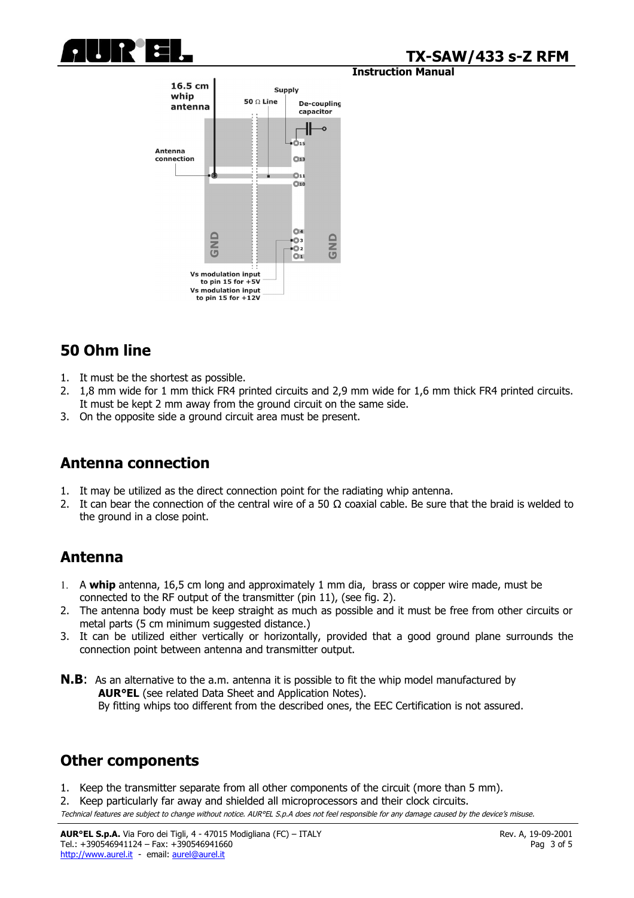16.5 cm whip antenna

Supply

50 Ω Line

De-coupling capacitor

Antenna connection

GND

GND

Vs modulation input to pin 15 for +5V

Vs modulation input to pin 15 for +12V

## 50 Ohm line

1. It must be the shortest as possible.
2. 1,8 mm wide for 1 mm thick FR4 printed circuits and 2,9 mm wide for 1,6 mm thick FR4 printed circuits. It must be kept 2 mm away from the ground circuit on the same side.
3. On the opposite side a ground circuit area must be present.

## Antenna connection

1. It may be utilized as the direct connection point for the radiating whip antenna.
2. It can bear the connection of the central wire of a 50 Ω coaxial cable. Be sure that the braid is welded to the ground in a close point.

## Antenna

1. A **whip** antenna, 16,5 cm long and approximately 1 mm dia, brass or copper wire made, must be connected to the RF output of the transmitter (pin 11), (see fig. 2).
2. The antenna body must be keep straight as much as possible and it must be free from other circuits or metal parts (5 cm minimum suggested distance.)
3. It can be utilized either vertically or horizontally, provided that a good ground plane surrounds the connection point between antenna and transmitter output.

**N.B**: As an alternative to the a.m. antenna it is possible to fit the whip model manufactured by **AUR°EL** (see related Data Sheet and Application Notes).
By fitting whips too different from the described ones, the EEC Certification is not assured.

## Other components

1. Keep the transmitter separate from all other components of the circuit (more than 5 mm).
2. Keep particularly far away and shielded all microprocessors and their clock circuits.

*Technical features are subject to change without notice. AUR°EL S.p.A does not feel responsible for any damage caused by the device's misuse.*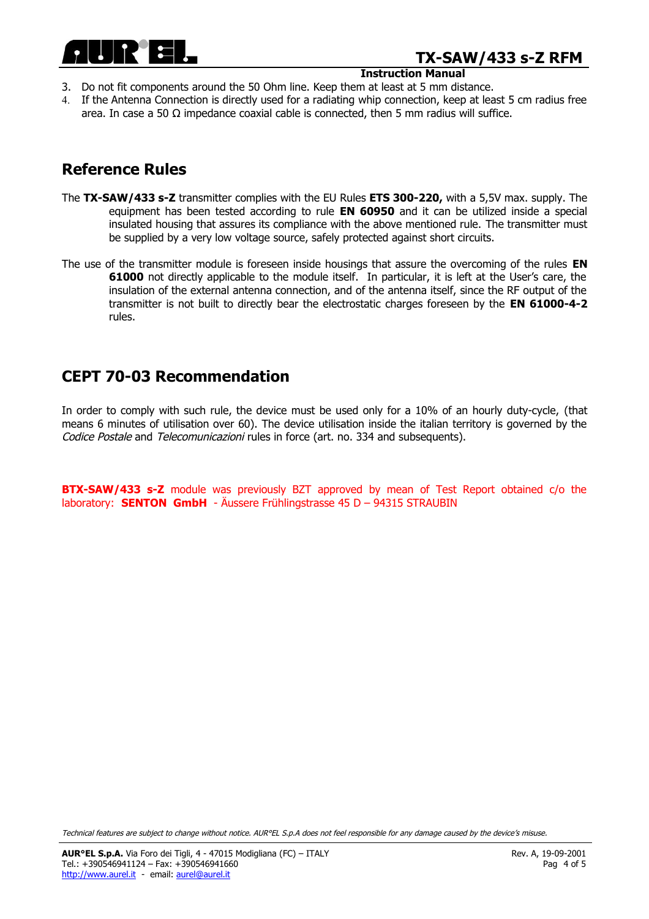3. Do not fit components around the 50 Ohm line. Keep them at least at 5 mm distance.
4. If the Antenna Connection is directly used for a radiating whip connection, keep at least 5 cm radius free area. In case a 50 Ω impedance coaxial cable is connected, then 5 mm radius will suffice.

## Reference Rules

The **TX-SAW/433 s-Z** transmitter complies with the EU Rules **ETS 300-220,** with a 5,5V max. supply. The equipment has been tested according to rule **EN 60950** and it can be utilized inside a special insulated housing that assures its compliance with the above mentioned rule. The transmitter must be supplied by a very low voltage source, safely protected against short circuits.

The use of the transmitter module is foreseen inside housings that assure the overcoming of the rules **EN 61000** not directly applicable to the module itself. In particular, it is left at the User's care, the insulation of the external antenna connection, and of the antenna itself, since the RF output of the transmitter is not built to directly bear the electrostatic charges foreseen by the **EN 61000-4-2** rules.

## CEPT 70-03 Recommendation

In order to comply with such rule, the device must be used only for a 10% of an hourly duty-cycle, (that means 6 minutes of utilisation over 60). The device utilisation inside the italian territory is governed by the *Codice Postale* and *Telecomunicazioni* rules in force (art. no. 334 and subsequents).

**BTX-SAW/433 s-Z** module was previously BZT approved by mean of Test Report obtained c/o the laboratory: **SENTON GmbH** - Äussere Frühlingstrasse 45 D – 94315 STRAUBIN

*Technical features are subject to change without notice. AUR°EL S.p.A does not feel responsible for any damage caused by the device's misuse.*

**AUR°EL S.p.A.** Via Foro dei Tigli, 4 - 47015 Modigliana (FC) – ITALY
Tel.: +390546941124 – Fax: +390546941660
http://www.aurel.it - email: aurel@aurel.it

Rev. A, 19-09-2001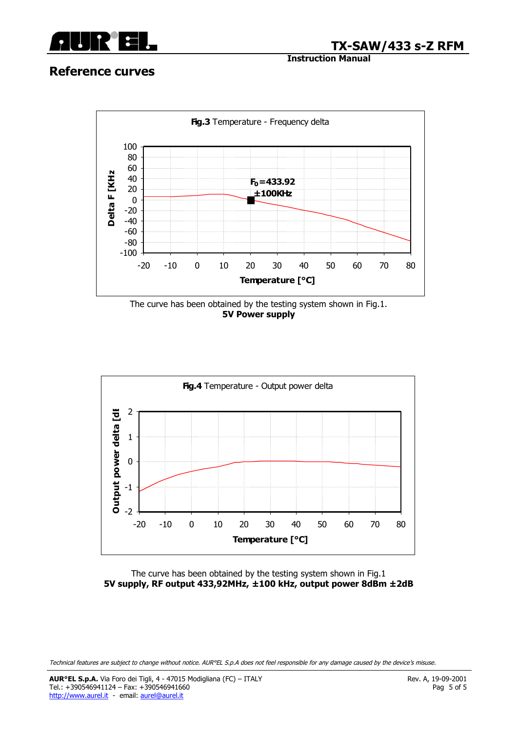## Reference curves

**Fig.3** Temperature - Frequency delta

Delta F [KHz

100
80
60
40
20
0
-20
-40
-60
-80
-100

$F_0$=433.92
±100KHz

-20 -10 0 10 20 30 40 50 60 70 80

Temperature [°C]

The curve has been obtained by the testing system shown in Fig.1.
**5V Power supply**

**Fig.4** Temperature - Output power delta

Output power delta [dI

2
1
0
-1
-2

-20 -10 0 10 20 30 40 50 60 70 80

Temperature [°C]

The curve has been obtained by the testing system shown in Fig.1
**5V supply, RF output 433,92MHz, ±100 kHz, output power 8dBm ±2dB**

*Technical features are subject to change without notice. AUR°EL S.p.A does not feel responsible for any damage caused by the device's misuse.*

**AUR°EL S.p.A.** Via Foro dei Tigli, 4 - 47015 Modigliana (FC) – ITALY
Tel.: +390546941124 – Fax: +390546941660
http://www.aurel.it - email: aurel@aurel.it

Rev. A, 19-09-2001